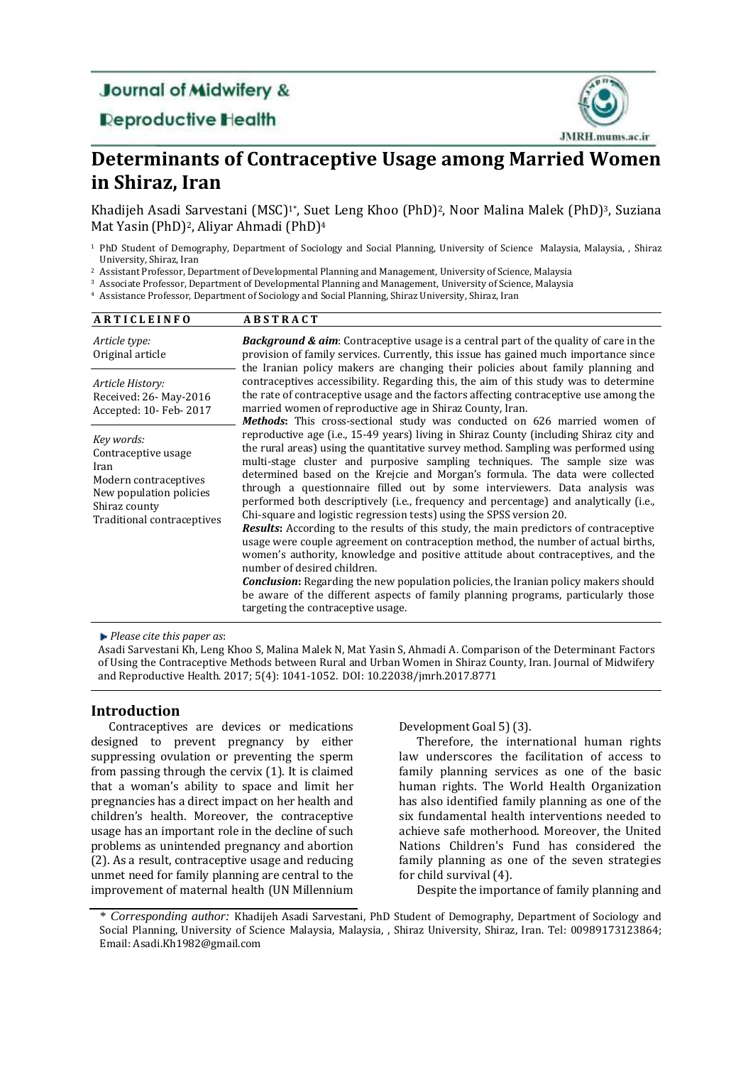Journal of Midwifery & Reproductive Health

# Determinants of Contraceptive Usage among Married Women in Shiraz, Iran

Khadijeh Asadi Sarvestani (MSC)[1*], Suet Leng Khoo (PhD)[2], Noor Malina Malek (PhD)[3], Suziana Mat Yasin (PhD)[2], Aliyar Ahmadi (PhD)[4]

[1] PhD Student of Demography, Department of Sociology and Social Planning, University of Science Malaysia, Malaysia, , Shiraz University, Shiraz, Iran
[2] Assistant Professor, Department of Developmental Planning and Management, University of Science, Malaysia
[3] Associate Professor, Department of Developmental Planning and Management, University of Science, Malaysia
[4] Assistance Professor, Department of Sociology and Social Planning, Shiraz University, Shiraz, Iran

**ARTICLE INFO**

*Article type:*
Original article

*Article History:*
Received: 26- May-2016
Accepted: 10- Feb- 2017

*Key words:*
Contraceptive usage
Iran
Modern contraceptives
New population policies
Shiraz county
Traditional contraceptives

**ABSTRACT**

***Background & aim***: Contraceptive usage is a central part of the quality of care in the provision of family services. Currently, this issue has gained much importance since the Iranian policy makers are changing their policies about family planning and contraceptives accessibility. Regarding this, the aim of this study was to determine the rate of contraceptive usage and the factors affecting contraceptive use among the married women of reproductive age in Shiraz County, Iran.

***Methods*:** This cross-sectional study was conducted on 626 married women of reproductive age (i.e., 15-49 years) living in Shiraz County (including Shiraz city and the rural areas) using the quantitative survey method. Sampling was performed using multi-stage cluster and purposive sampling techniques. The sample size was determined based on the Krejcie and Morgan's formula. The data were collected through a questionnaire filled out by some interviewers. Data analysis was performed both descriptively (i.e., frequency and percentage) and analytically (i.e., Chi-square and logistic regression tests) using the SPSS version 20.

***Results*:** According to the results of this study, the main predictors of contraceptive usage were couple agreement on contraception method, the number of actual births, women's authority, knowledge and positive attitude about contraceptives, and the number of desired children.

***Conclusion*:** Regarding the new population policies, the Iranian policy makers should be aware of the different aspects of family planning programs, particularly those targeting the contraceptive usage.

*Please cite this paper as*:
Asadi Sarvestani Kh, Leng Khoo S, Malina Malek N, Mat Yasin S, Ahmadi A. Comparison of the Determinant Factors of Using the Contraceptive Methods between Rural and Urban Women in Shiraz County, Iran. Journal of Midwifery and Reproductive Health. 2017; 5(4): 1041-1052. DOI: 10.22038/jmrh.2017.8771

## Introduction

Contraceptives are devices or medications designed to prevent pregnancy by either suppressing ovulation or preventing the sperm from passing through the cervix (1). It is claimed that a woman's ability to space and limit her pregnancies has a direct impact on her health and children's health. Moreover, the contraceptive usage has an important role in the decline of such problems as unintended pregnancy and abortion (2). As a result, contraceptive usage and reducing unmet need for family planning are central to the improvement of maternal health (UN Millennium Development Goal 5) (3).

Therefore, the international human rights law underscores the facilitation of access to family planning services as one of the basic human rights. The World Health Organization has also identified family planning as one of the six fundamental health interventions needed to achieve safe motherhood. Moreover, the United Nations Children's Fund has considered the family planning as one of the seven strategies for child survival (4).

Despite the importance of family planning and

\* *Corresponding author:* Khadijeh Asadi Sarvestani, PhD Student of Demography, Department of Sociology and Social Planning, University of Science Malaysia, Malaysia, , Shiraz University, Shiraz, Iran. Tel: 00989173123864; Email: Asadi.Kh1982@gmail.com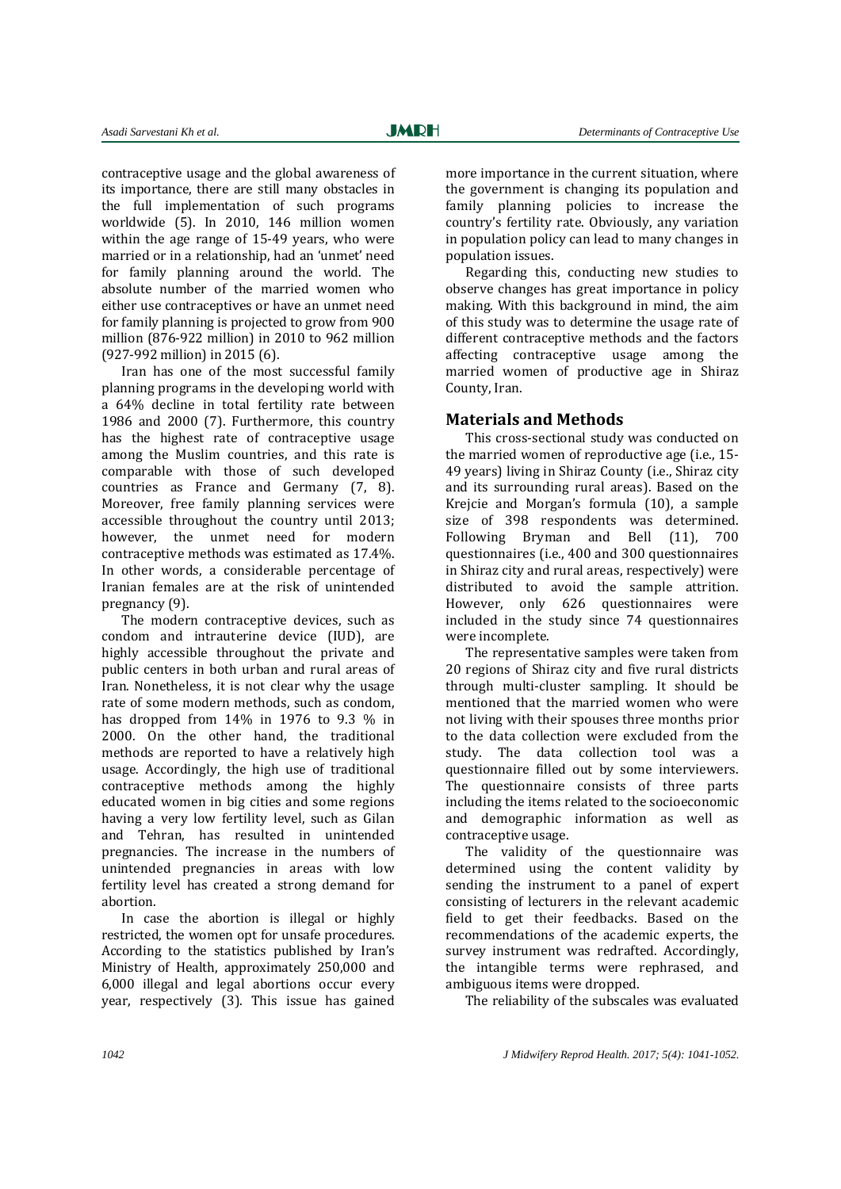contraceptive usage and the global awareness of its importance, there are still many obstacles in the full implementation of such programs worldwide (5). In 2010, 146 million women within the age range of 15-49 years, who were married or in a relationship, had an 'unmet' need for family planning around the world. The absolute number of the married women who either use contraceptives or have an unmet need for family planning is projected to grow from 900 million (876-922 million) in 2010 to 962 million (927-992 million) in 2015 (6).

Iran has one of the most successful family planning programs in the developing world with a 64% decline in total fertility rate between 1986 and 2000 (7). Furthermore, this country has the highest rate of contraceptive usage among the Muslim countries, and this rate is comparable with those of such developed countries as France and Germany (7, 8). Moreover, free family planning services were accessible throughout the country until 2013; however, the unmet need for modern contraceptive methods was estimated as 17.4%. In other words, a considerable percentage of Iranian females are at the risk of unintended pregnancy (9).

The modern contraceptive devices, such as condom and intrauterine device (IUD), are highly accessible throughout the private and public centers in both urban and rural areas of Iran. Nonetheless, it is not clear why the usage rate of some modern methods, such as condom, has dropped from 14% in 1976 to 9.3 % in 2000. On the other hand, the traditional methods are reported to have a relatively high usage. Accordingly, the high use of traditional contraceptive methods among the highly educated women in big cities and some regions having a very low fertility level, such as Gilan and Tehran, has resulted in unintended pregnancies. The increase in the numbers of unintended pregnancies in areas with low fertility level has created a strong demand for abortion.

In case the abortion is illegal or highly restricted, the women opt for unsafe procedures. According to the statistics published by Iran's Ministry of Health, approximately 250,000 and 6,000 illegal and legal abortions occur every year, respectively (3). This issue has gained more importance in the current situation, where the government is changing its population and family planning policies to increase the country's fertility rate. Obviously, any variation in population policy can lead to many changes in population issues.

Regarding this, conducting new studies to observe changes has great importance in policy making. With this background in mind, the aim of this study was to determine the usage rate of different contraceptive methods and the factors affecting contraceptive usage among the married women of productive age in Shiraz County, Iran.

## Materials and Methods

This cross-sectional study was conducted on the married women of reproductive age (i.e., 15-49 years) living in Shiraz County (i.e., Shiraz city and its surrounding rural areas). Based on the Krejcie and Morgan's formula (10), a sample size of 398 respondents was determined. Following Bryman and Bell (11), 700 questionnaires (i.e., 400 and 300 questionnaires in Shiraz city and rural areas, respectively) were distributed to avoid the sample attrition. However, only 626 questionnaires were included in the study since 74 questionnaires were incomplete.

The representative samples were taken from 20 regions of Shiraz city and five rural districts through multi-cluster sampling. It should be mentioned that the married women who were not living with their spouses three months prior to the data collection were excluded from the study. The data collection tool was a questionnaire filled out by some interviewers. The questionnaire consists of three parts including the items related to the socioeconomic and demographic information as well as contraceptive usage.

The validity of the questionnaire was determined using the content validity by sending the instrument to a panel of expert consisting of lecturers in the relevant academic field to get their feedbacks. Based on the recommendations of the academic experts, the survey instrument was redrafted. Accordingly, the intangible terms were rephrased, and ambiguous items were dropped.

The reliability of the subscales was evaluated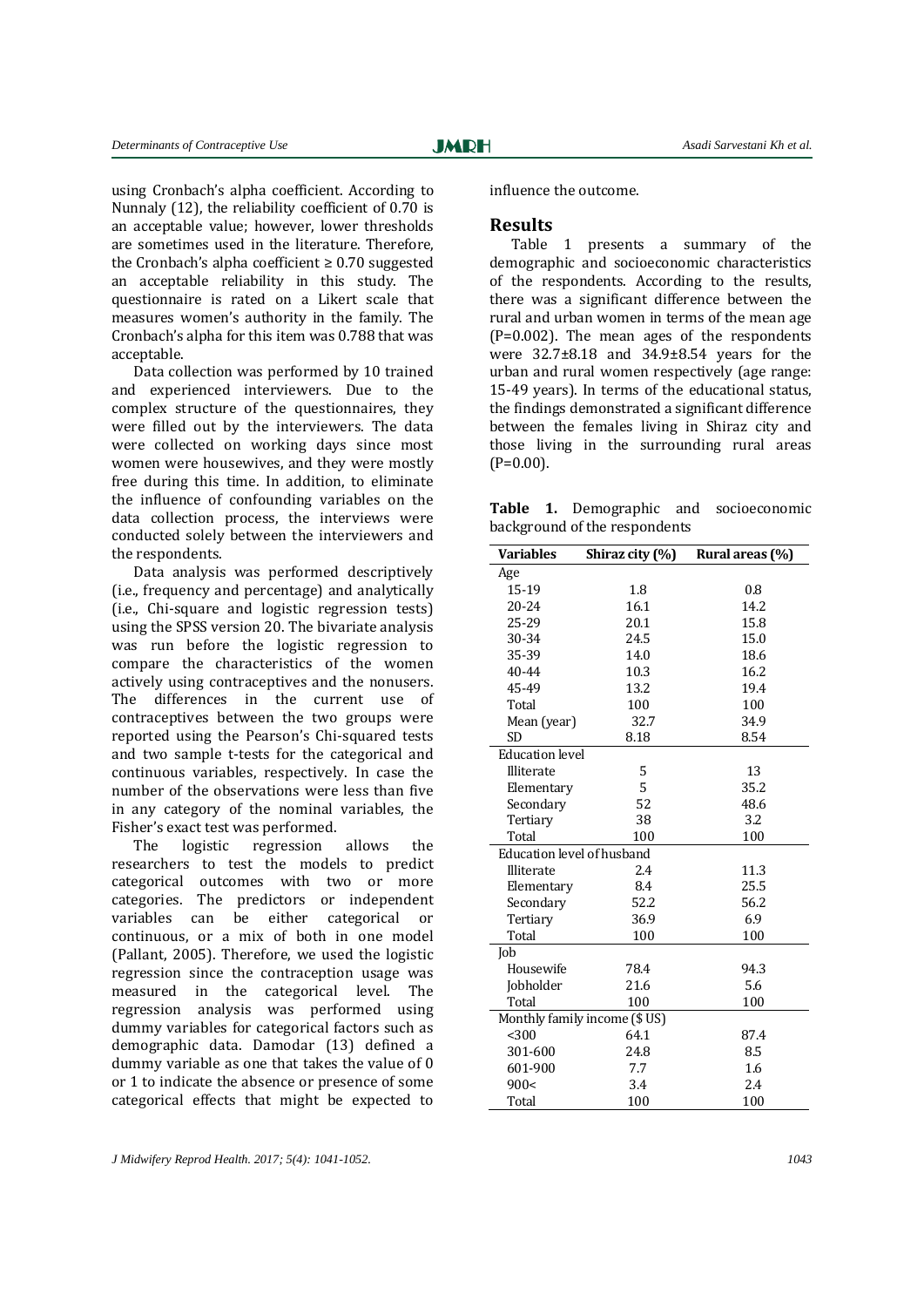using Cronbach's alpha coefficient. According to Nunnaly (12), the reliability coefficient of 0.70 is an acceptable value; however, lower thresholds are sometimes used in the literature. Therefore, the Cronbach's alpha coefficient ≥ 0.70 suggested an acceptable reliability in this study. The questionnaire is rated on a Likert scale that measures women's authority in the family. The Cronbach's alpha for this item was 0.788 that was acceptable.

Data collection was performed by 10 trained and experienced interviewers. Due to the complex structure of the questionnaires, they were filled out by the interviewers. The data were collected on working days since most women were housewives, and they were mostly free during this time. In addition, to eliminate the influence of confounding variables on the data collection process, the interviews were conducted solely between the interviewers and the respondents.

Data analysis was performed descriptively (i.e., frequency and percentage) and analytically (i.e., Chi-square and logistic regression tests) using the SPSS version 20. The bivariate analysis was run before the logistic regression to compare the characteristics of the women actively using contraceptives and the nonusers. The differences in the current use of contraceptives between the two groups were reported using the Pearson's Chi-squared tests and two sample t-tests for the categorical and continuous variables, respectively. In case the number of the observations were less than five in any category of the nominal variables, the Fisher's exact test was performed.

The logistic regression allows the researchers to test the models to predict categorical outcomes with two or more categories. The predictors or independent variables can be either categorical or continuous, or a mix of both in one model (Pallant, 2005). Therefore, we used the logistic regression since the contraception usage was measured in the categorical level. The regression analysis was performed using dummy variables for categorical factors such as demographic data. Damodar (13) defined a dummy variable as one that takes the value of 0 or 1 to indicate the absence or presence of some categorical effects that might be expected to influence the outcome.

## Results

Table 1 presents a summary of the demographic and socioeconomic characteristics of the respondents. According to the results, there was a significant difference between the rural and urban women in terms of the mean age (P=0.002). The mean ages of the respondents were 32.7±8.18 and 34.9±8.54 years for the urban and rural women respectively (age range: 15-49 years). In terms of the educational status, the findings demonstrated a significant difference between the females living in Shiraz city and those living in the surrounding rural areas (P=0.00).

**Table 1.** Demographic and socioeconomic background of the respondents

| Variables | Shiraz city (%) | Rural areas (%) |
|---|---|---|
| Age | | |
| 15-19 | 1.8 | 0.8 |
| 20-24 | 16.1 | 14.2 |
| 25-29 | 20.1 | 15.8 |
| 30-34 | 24.5 | 15.0 |
| 35-39 | 14.0 | 18.6 |
| 40-44 | 10.3 | 16.2 |
| 45-49 | 13.2 | 19.4 |
| Total | 100 | 100 |
| Mean (year) | 32.7 | 34.9 |
| SD | 8.18 | 8.54 |
| Education level | | |
| Illiterate | 5 | 13 |
| Elementary | 5 | 35.2 |
| Secondary | 52 | 48.6 |
| Tertiary | 38 | 3.2 |
| Total | 100 | 100 |
| Education level of husband | | |
| Illiterate | 2.4 | 11.3 |
| Elementary | 8.4 | 25.5 |
| Secondary | 52.2 | 56.2 |
| Tertiary | 36.9 | 6.9 |
| Total | 100 | 100 |
| Job | | |
| Housewife | 78.4 | 94.3 |
| Jobholder | 21.6 | 5.6 |
| Total | 100 | 100 |
| Monthly family income ($ US) | | |
| <300 | 64.1 | 87.4 |
| 301-600 | 24.8 | 8.5 |
| 601-900 | 7.7 | 1.6 |
| 900< | 3.4 | 2.4 |
| Total | 100 | 100 |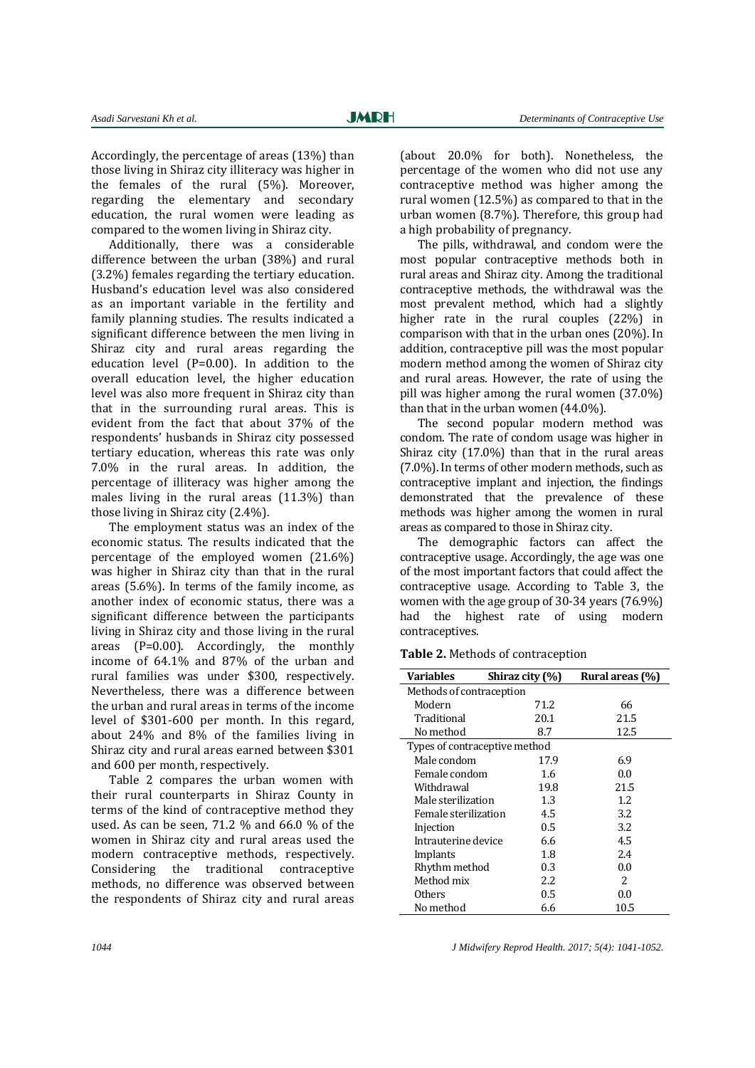Accordingly, the percentage of areas (13%) than those living in Shiraz city illiteracy was higher in the females of the rural (5%). Moreover, regarding the elementary and secondary education, the rural women were leading as compared to the women living in Shiraz city.

Additionally, there was a considerable difference between the urban (38%) and rural (3.2%) females regarding the tertiary education. Husband's education level was also considered as an important variable in the fertility and family planning studies. The results indicated a significant difference between the men living in Shiraz city and rural areas regarding the education level (P=0.00). In addition to the overall education level, the higher education level was also more frequent in Shiraz city than that in the surrounding rural areas. This is evident from the fact that about 37% of the respondents' husbands in Shiraz city possessed tertiary education, whereas this rate was only 7.0% in the rural areas. In addition, the percentage of illiteracy was higher among the males living in the rural areas (11.3%) than those living in Shiraz city (2.4%).

The employment status was an index of the economic status. The results indicated that the percentage of the employed women (21.6%) was higher in Shiraz city than that in the rural areas (5.6%). In terms of the family income, as another index of economic status, there was a significant difference between the participants living in Shiraz city and those living in the rural areas (P=0.00). Accordingly, the monthly income of 64.1% and 87% of the urban and rural families was under $300, respectively. Nevertheless, there was a difference between the urban and rural areas in terms of the income level of $301-600 per month. In this regard, about 24% and 8% of the families living in Shiraz city and rural areas earned between $301 and 600 per month, respectively.

Table 2 compares the urban women with their rural counterparts in Shiraz County in terms of the kind of contraceptive method they used. As can be seen, 71.2 % and 66.0 % of the women in Shiraz city and rural areas used the modern contraceptive methods, respectively. Considering the traditional contraceptive methods, no difference was observed between the respondents of Shiraz city and rural areas (about 20.0% for both). Nonetheless, the percentage of the women who did not use any contraceptive method was higher among the rural women (12.5%) as compared to that in the urban women (8.7%). Therefore, this group had a high probability of pregnancy.

The pills, withdrawal, and condom were the most popular contraceptive methods both in rural areas and Shiraz city. Among the traditional contraceptive methods, the withdrawal was the most prevalent method, which had a slightly higher rate in the rural couples (22%) in comparison with that in the urban ones (20%). In addition, contraceptive pill was the most popular modern method among the women of Shiraz city and rural areas. However, the rate of using the pill was higher among the rural women (37.0%) than that in the urban women (44.0%).

The second popular modern method was condom. The rate of condom usage was higher in Shiraz city (17.0%) than that in the rural areas (7.0%). In terms of other modern methods, such as contraceptive implant and injection, the findings demonstrated that the prevalence of these methods was higher among the women in rural areas as compared to those in Shiraz city.

The demographic factors can affect the contraceptive usage. Accordingly, the age was one of the most important factors that could affect the contraceptive usage. According to Table 3, the women with the age group of 30-34 years (76.9%) had the highest rate of using modern contraceptives.

**Table 2.** Methods of contraception

| Variables | Shiraz city (%) | Rural areas (%) |
|---|---|---|
| Methods of contraception | | |
| Modern | 71.2 | 66 |
| Traditional | 20.1 | 21.5 |
| No method | 8.7 | 12.5 |
| Types of contraceptive method | | |
| Male condom | 17.9 | 6.9 |
| Female condom | 1.6 | 0.0 |
| Withdrawal | 19.8 | 21.5 |
| Male sterilization | 1.3 | 1.2 |
| Female sterilization | 4.5 | 3.2 |
| Injection | 0.5 | 3.2 |
| Intrauterine device | 6.6 | 4.5 |
| Implants | 1.8 | 2.4 |
| Rhythm method | 0.3 | 0.0 |
| Method mix | 2.2 | 2 |
| Others | 0.5 | 0.0 |
| No method | 6.6 | 10.5 |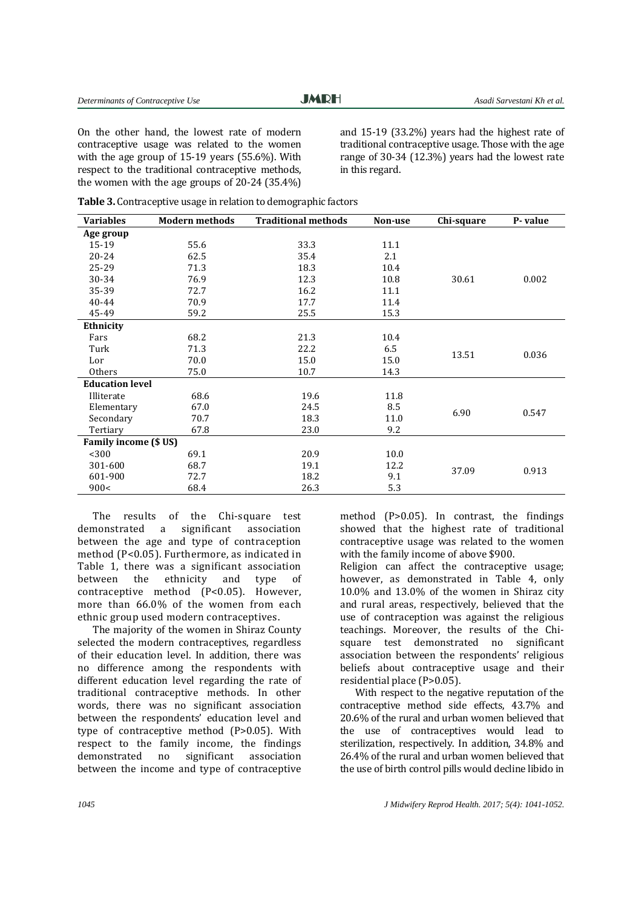On the other hand, the lowest rate of modern contraceptive usage was related to the women with the age group of 15-19 years (55.6%). With respect to the traditional contraceptive methods, the women with the age groups of 20-24 (35.4%) and 15-19 (33.2%) years had the highest rate of traditional contraceptive usage. Those with the age range of 30-34 (12.3%) years had the lowest rate in this regard.

**Table 3.** Contraceptive usage in relation to demographic factors

| Variables | Modern methods | Traditional methods | Non-use | Chi-square | P- value |
|---|---|---|---|---|---|
| **Age group** | | | | | |
| 15-19 | 55.6 | 33.3 | 11.1 | | |
| 20-24 | 62.5 | 35.4 | 2.1 | | |
| 25-29 | 71.3 | 18.3 | 10.4 | | |
| 30-34 | 76.9 | 12.3 | 10.8 | 30.61 | 0.002 |
| 35-39 | 72.7 | 16.2 | 11.1 | | |
| 40-44 | 70.9 | 17.7 | 11.4 | | |
| 45-49 | 59.2 | 25.5 | 15.3 | | |
| **Ethnicity** | | | | | |
| Fars | 68.2 | 21.3 | 10.4 | | |
| Turk | 71.3 | 22.2 | 6.5 | 13.51 | 0.036 |
| Lor | 70.0 | 15.0 | 15.0 | | |
| Others | 75.0 | 10.7 | 14.3 | | |
| **Education level** | | | | | |
| Illiterate | 68.6 | 19.6 | 11.8 | | |
| Elementary | 67.0 | 24.5 | 8.5 | 6.90 | 0.547 |
| Secondary | 70.7 | 18.3 | 11.0 | | |
| Tertiary | 67.8 | 23.0 | 9.2 | | |
| **Family income ($ US)** | | | | | |
| <300 | 69.1 | 20.9 | 10.0 | | |
| 301-600 | 68.7 | 19.1 | 12.2 | 37.09 | 0.913 |
| 601-900 | 72.7 | 18.2 | 9.1 | | |
| 900< | 68.4 | 26.3 | 5.3 | | |

The results of the Chi-square test demonstrated a significant association between the age and type of contraception method (P<0.05). Furthermore, as indicated in Table 1, there was a significant association between the ethnicity and type of contraceptive method (P<0.05). However, more than 66.0% of the women from each ethnic group used modern contraceptives.

The majority of the women in Shiraz County selected the modern contraceptives, regardless of their education level. In addition, there was no difference among the respondents with different education level regarding the rate of traditional contraceptive methods. In other words, there was no significant association between the respondents' education level and type of contraceptive method (P>0.05). With respect to the family income, the findings demonstrated no significant association between the income and type of contraceptive method (P>0.05). In contrast, the findings showed that the highest rate of traditional contraceptive usage was related to the women with the family income of above $900.

Religion can affect the contraceptive usage; however, as demonstrated in Table 4, only 10.0% and 13.0% of the women in Shiraz city and rural areas, respectively, believed that the use of contraception was against the religious teachings. Moreover, the results of the Chi-square test demonstrated no significant association between the respondents' religious beliefs about contraceptive usage and their residential place (P>0.05).

With respect to the negative reputation of the contraceptive method side effects, 43.7% and 20.6% of the rural and urban women believed that the use of contraceptives would lead to sterilization, respectively. In addition, 34.8% and 26.4% of the rural and urban women believed that the use of birth control pills would decline libido in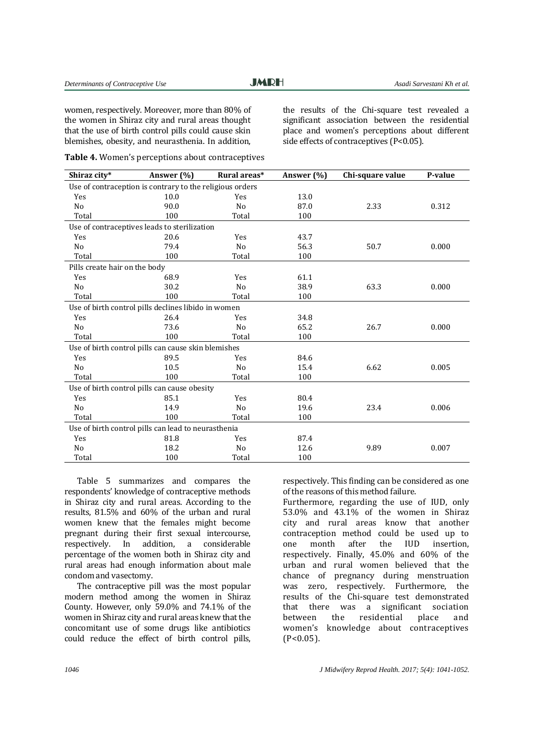women, respectively. Moreover, more than 80% of the women in Shiraz city and rural areas thought that the use of birth control pills could cause skin blemishes, obesity, and neurasthenia. In addition, the results of the Chi-square test revealed a significant association between the residential place and women's perceptions about different side effects of contraceptives (P<0.05).

**Table 4.** Women's perceptions about contraceptives

| Shiraz city* | Answer (%) | Rural areas* | Answer (%) | Chi-square value | P-value |
|---|---|---|---|---|---|
| Use of contraception is contrary to the religious orders | | | | | |
| Yes | 10.0 | Yes | 13.0 | | |
| No | 90.0 | No | 87.0 | 2.33 | 0.312 |
| Total | 100 | Total | 100 | | |
| Use of contraceptives leads to sterilization | | | | | |
| Yes | 20.6 | Yes | 43.7 | | |
| No | 79.4 | No | 56.3 | 50.7 | 0.000 |
| Total | 100 | Total | 100 | | |
| Pills create hair on the body | | | | | |
| Yes | 68.9 | Yes | 61.1 | | |
| No | 30.2 | No | 38.9 | 63.3 | 0.000 |
| Total | 100 | Total | 100 | | |
| Use of birth control pills declines libido in women | | | | | |
| Yes | 26.4 | Yes | 34.8 | | |
| No | 73.6 | No | 65.2 | 26.7 | 0.000 |
| Total | 100 | Total | 100 | | |
| Use of birth control pills can cause skin blemishes | | | | | |
| Yes | 89.5 | Yes | 84.6 | | |
| No | 10.5 | No | 15.4 | 6.62 | 0.005 |
| Total | 100 | Total | 100 | | |
| Use of birth control pills can cause obesity | | | | | |
| Yes | 85.1 | Yes | 80.4 | | |
| No | 14.9 | No | 19.6 | 23.4 | 0.006 |
| Total | 100 | Total | 100 | | |
| Use of birth control pills can lead to neurasthenia | | | | | |
| Yes | 81.8 | Yes | 87.4 | | |
| No | 18.2 | No | 12.6 | 9.89 | 0.007 |
| Total | 100 | Total | 100 | | |

Table 5 summarizes and compares the respondents' knowledge of contraceptive methods in Shiraz city and rural areas. According to the results, 81.5% and 60% of the urban and rural women knew that the females might become pregnant during their first sexual intercourse, respectively. In addition, a considerable percentage of the women both in Shiraz city and rural areas had enough information about male condom and vasectomy.

The contraceptive pill was the most popular modern method among the women in Shiraz County. However, only 59.0% and 74.1% of the women in Shiraz city and rural areas knew that the concomitant use of some drugs like antibiotics could reduce the effect of birth control pills, respectively. This finding can be considered as one of the reasons of this method failure.

Furthermore, regarding the use of IUD, only 53.0% and 43.1% of the women in Shiraz city and rural areas know that another contraception method could be used up to one month after the IUD insertion, respectively. Finally, 45.0% and 60% of the urban and rural women believed that the chance of pregnancy during menstruation was zero, respectively. Furthermore, the results of the Chi-square test demonstrated that there was a significant sociation between the residential place and women's knowledge about contraceptives (P<0.05).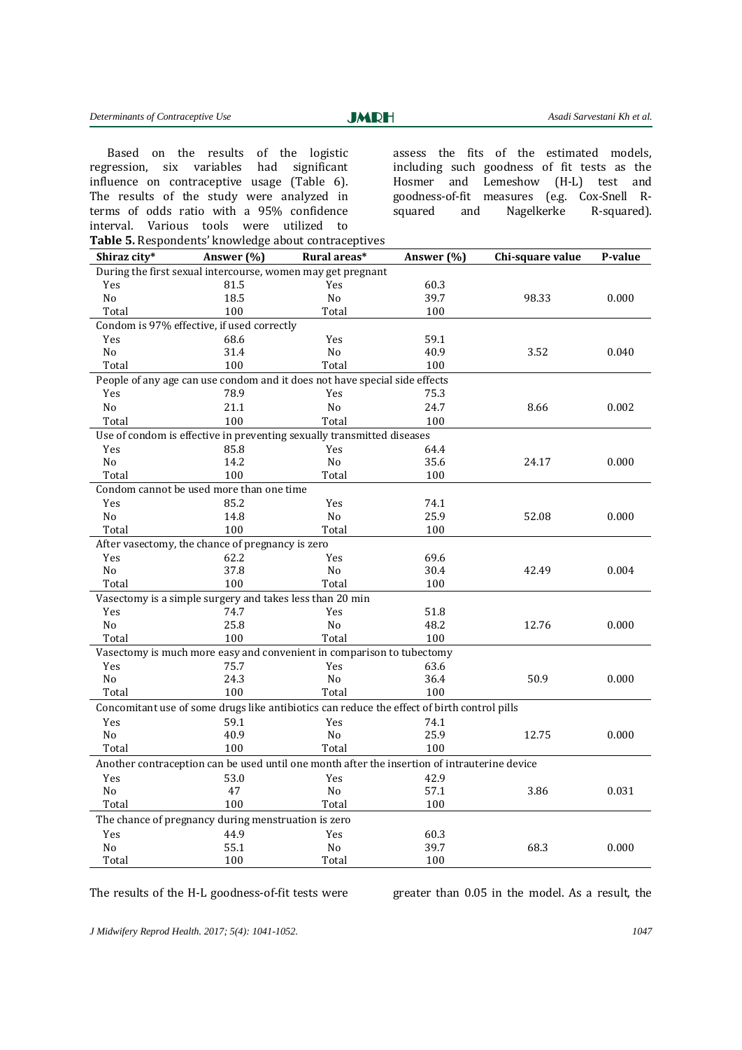Based on the results of the logistic regression, six variables had significant influence on contraceptive usage (Table 6). The results of the study were analyzed in terms of odds ratio with a 95% confidence interval. Various tools were utilized to assess the fits of the estimated models, including such goodness of fit tests as the Hosmer and Lemeshow (H-L) test and goodness-of-fit measures (e.g. Cox-Snell R-squared and Nagelkerke R-squared).

**Table 5.** Respondents' knowledge about contraceptives

| Shiraz city* | Answer (%) | Rural areas* | Answer (%) | Chi-square value | P-value |
|---|---|---|---|---|---|
| During the first sexual intercourse, women may get pregnant | | | | | |
| Yes | 81.5 | Yes | 60.3 | | |
| No | 18.5 | No | 39.7 | 98.33 | 0.000 |
| Total | 100 | Total | 100 | | |
| Condom is 97% effective, if used correctly | | | | | |
| Yes | 68.6 | Yes | 59.1 | | |
| No | 31.4 | No | 40.9 | 3.52 | 0.040 |
| Total | 100 | Total | 100 | | |
| People of any age can use condom and it does not have special side effects | | | | | |
| Yes | 78.9 | Yes | 75.3 | | |
| No | 21.1 | No | 24.7 | 8.66 | 0.002 |
| Total | 100 | Total | 100 | | |
| Use of condom is effective in preventing sexually transmitted diseases | | | | | |
| Yes | 85.8 | Yes | 64.4 | | |
| No | 14.2 | No | 35.6 | 24.17 | 0.000 |
| Total | 100 | Total | 100 | | |
| Condom cannot be used more than one time | | | | | |
| Yes | 85.2 | Yes | 74.1 | | |
| No | 14.8 | No | 25.9 | 52.08 | 0.000 |
| Total | 100 | Total | 100 | | |
| After vasectomy, the chance of pregnancy is zero | | | | | |
| Yes | 62.2 | Yes | 69.6 | | |
| No | 37.8 | No | 30.4 | 42.49 | 0.004 |
| Total | 100 | Total | 100 | | |
| Vasectomy is a simple surgery and takes less than 20 min | | | | | |
| Yes | 74.7 | Yes | 51.8 | | |
| No | 25.8 | No | 48.2 | 12.76 | 0.000 |
| Total | 100 | Total | 100 | | |
| Vasectomy is much more easy and convenient in comparison to tubectomy | | | | | |
| Yes | 75.7 | Yes | 63.6 | | |
| No | 24.3 | No | 36.4 | 50.9 | 0.000 |
| Total | 100 | Total | 100 | | |
| Concomitant use of some drugs like antibiotics can reduce the effect of birth control pills | | | | | |
| Yes | 59.1 | Yes | 74.1 | | |
| No | 40.9 | No | 25.9 | 12.75 | 0.000 |
| Total | 100 | Total | 100 | | |
| Another contraception can be used until one month after the insertion of intrauterine device | | | | | |
| Yes | 53.0 | Yes | 42.9 | | |
| No | 47 | No | 57.1 | 3.86 | 0.031 |
| Total | 100 | Total | 100 | | |
| The chance of pregnancy during menstruation is zero | | | | | |
| Yes | 44.9 | Yes | 60.3 | | |
| No | 55.1 | No | 39.7 | 68.3 | 0.000 |
| Total | 100 | Total | 100 | | |

The results of the H-L goodness-of-fit tests were greater than 0.05 in the model. As a result, the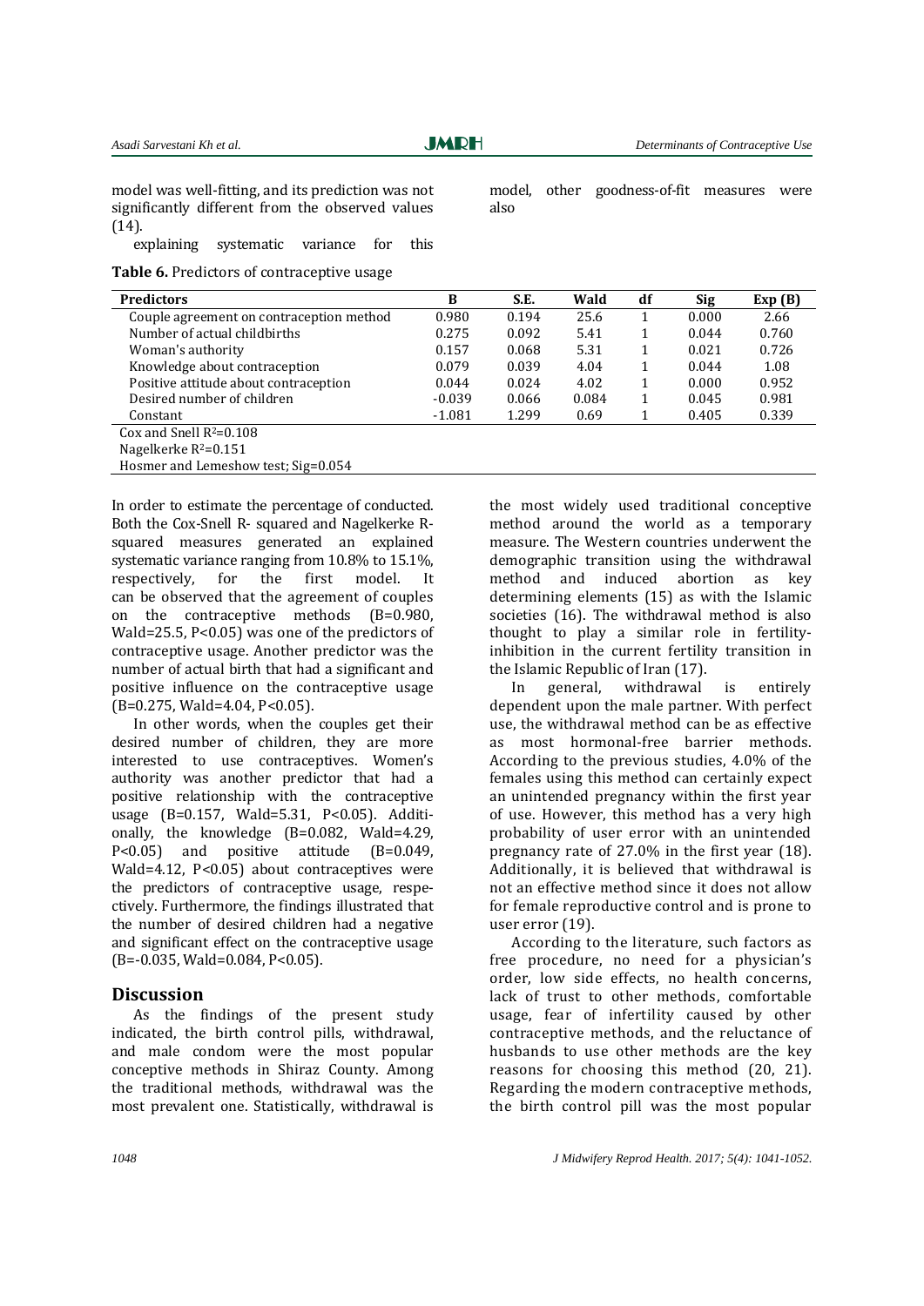model was well-fitting, and its prediction was not significantly different from the observed values (14).

explaining systematic variance for this model, other goodness-of-fit measures were also

**Table 6.** Predictors of contraceptive usage

| Predictors | B | S.E. | Wald | df | Sig | Exp (B) |
|---|---|---|---|---|---|---|
| Couple agreement on contraception method | 0.980 | 0.194 | 25.6 | 1 | 0.000 | 2.66 |
| Number of actual childbirths | 0.275 | 0.092 | 5.41 | 1 | 0.044 | 0.760 |
| Woman's authority | 0.157 | 0.068 | 5.31 | 1 | 0.021 | 0.726 |
| Knowledge about contraception | 0.079 | 0.039 | 4.04 | 1 | 0.044 | 1.08 |
| Positive attitude about contraception | 0.044 | 0.024 | 4.02 | 1 | 0.000 | 0.952 |
| Desired number of children | -0.039 | 0.066 | 0.084 | 1 | 0.045 | 0.981 |
| Constant | -1.081 | 1.299 | 0.69 | 1 | 0.405 | 0.339 |
| Cox and Snell $R^2$=0.108 | | | | | | |
| Nagelkerke $R^2$=0.151 | | | | | | |
| Hosmer and Lemeshow test; Sig=0.054 | | | | | | |

In order to estimate the percentage of conducted. Both the Cox-Snell R- squared and Nagelkerke R-squared measures generated an explained systematic variance ranging from 10.8% to 15.1%, respectively, for the first model. It can be observed that the agreement of couples on the contraceptive methods (B=0.980, Wald=25.5, P<0.05) was one of the predictors of contraceptive usage. Another predictor was the number of actual birth that had a significant and positive influence on the contraceptive usage (B=0.275, Wald=4.04, P<0.05).

In other words, when the couples get their desired number of children, they are more interested to use contraceptives. Women's authority was another predictor that had a positive relationship with the contraceptive usage (B=0.157, Wald=5.31, P<0.05). Additionally, the knowledge (B=0.082, Wald=4.29, P<0.05) and positive attitude (B=0.049, Wald=4.12, P<0.05) about contraceptives were the predictors of contraceptive usage, respectively. Furthermore, the findings illustrated that the number of desired children had a negative and significant effect on the contraceptive usage (B=-0.035, Wald=0.084, P<0.05).

## Discussion

As the findings of the present study indicated, the birth control pills, withdrawal, and male condom were the most popular conceptive methods in Shiraz County. Among the traditional methods, withdrawal was the most prevalent one. Statistically, withdrawal is the most widely used traditional conceptive method around the world as a temporary measure. The Western countries underwent the demographic transition using the withdrawal method and induced abortion as key determining elements (15) as with the Islamic societies (16). The withdrawal method is also thought to play a similar role in fertility-inhibition in the current fertility transition in the Islamic Republic of Iran (17).

In general, withdrawal is entirely dependent upon the male partner. With perfect use, the withdrawal method can be as effective as most hormonal-free barrier methods. According to the previous studies, 4.0% of the females using this method can certainly expect an unintended pregnancy within the first year of use. However, this method has a very high probability of user error with an unintended pregnancy rate of 27.0% in the first year (18). Additionally, it is believed that withdrawal is not an effective method since it does not allow for female reproductive control and is prone to user error (19).

According to the literature, such factors as free procedure, no need for a physician's order, low side effects, no health concerns, lack of trust to other methods, comfortable usage, fear of infertility caused by other contraceptive methods, and the reluctance of husbands to use other methods are the key reasons for choosing this method (20, 21). Regarding the modern contraceptive methods, the birth control pill was the most popular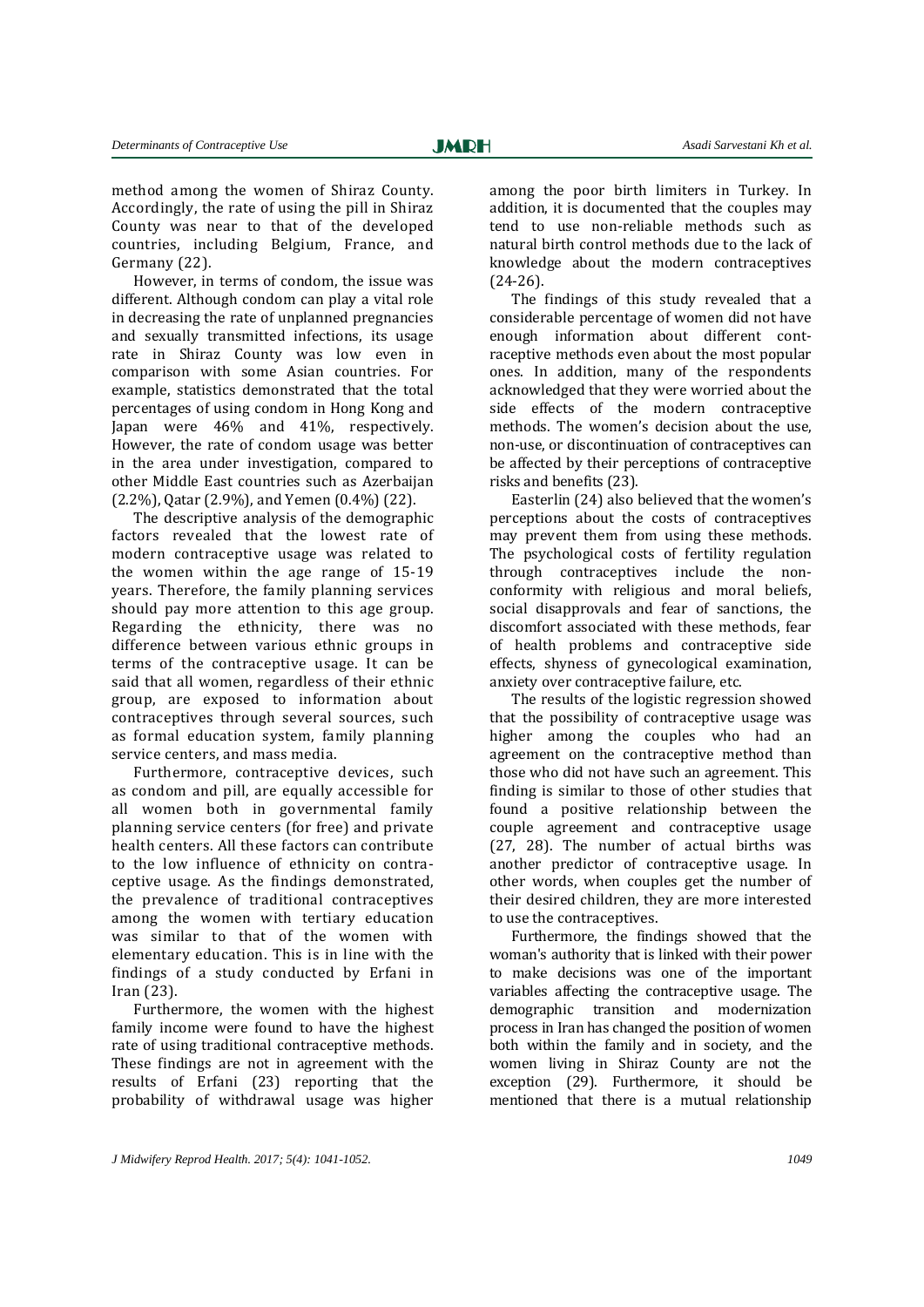method among the women of Shiraz County. Accordingly, the rate of using the pill in Shiraz County was near to that of the developed countries, including Belgium, France, and Germany (22).

However, in terms of condom, the issue was different. Although condom can play a vital role in decreasing the rate of unplanned pregnancies and sexually transmitted infections, its usage rate in Shiraz County was low even in comparison with some Asian countries. For example, statistics demonstrated that the total percentages of using condom in Hong Kong and Japan were 46% and 41%, respectively. However, the rate of condom usage was better in the area under investigation, compared to other Middle East countries such as Azerbaijan (2.2%), Qatar (2.9%), and Yemen (0.4%) (22).

The descriptive analysis of the demographic factors revealed that the lowest rate of modern contraceptive usage was related to the women within the age range of 15-19 years. Therefore, the family planning services should pay more attention to this age group. Regarding the ethnicity, there was no difference between various ethnic groups in terms of the contraceptive usage. It can be said that all women, regardless of their ethnic group, are exposed to information about contraceptives through several sources, such as formal education system, family planning service centers, and mass media.

Furthermore, contraceptive devices, such as condom and pill, are equally accessible for all women both in governmental family planning service centers (for free) and private health centers. All these factors can contribute to the low influence of ethnicity on contraceptive usage. As the findings demonstrated, the prevalence of traditional contraceptives among the women with tertiary education was similar to that of the women with elementary education. This is in line with the findings of a study conducted by Erfani in Iran (23).

Furthermore, the women with the highest family income were found to have the highest rate of using traditional contraceptive methods. These findings are not in agreement with the results of Erfani (23) reporting that the probability of withdrawal usage was higher among the poor birth limiters in Turkey. In addition, it is documented that the couples may tend to use non-reliable methods such as natural birth control methods due to the lack of knowledge about the modern contraceptives (24-26).

The findings of this study revealed that a considerable percentage of women did not have enough information about different contraceptive methods even about the most popular ones. In addition, many of the respondents acknowledged that they were worried about the side effects of the modern contraceptive methods. The women's decision about the use, non-use, or discontinuation of contraceptives can be affected by their perceptions of contraceptive risks and benefits (23).

Easterlin (24) also believed that the women's perceptions about the costs of contraceptives may prevent them from using these methods. The psychological costs of fertility regulation through contraceptives include the non-conformity with religious and moral beliefs, social disapprovals and fear of sanctions, the discomfort associated with these methods, fear of health problems and contraceptive side effects, shyness of gynecological examination, anxiety over contraceptive failure, etc.

The results of the logistic regression showed that the possibility of contraceptive usage was higher among the couples who had an agreement on the contraceptive method than those who did not have such an agreement. This finding is similar to those of other studies that found a positive relationship between the couple agreement and contraceptive usage (27, 28). The number of actual births was another predictor of contraceptive usage. In other words, when couples get the number of their desired children, they are more interested to use the contraceptives.

Furthermore, the findings showed that the woman's authority that is linked with their power to make decisions was one of the important variables affecting the contraceptive usage. The demographic transition and modernization process in Iran has changed the position of women both within the family and in society, and the women living in Shiraz County are not the exception (29). Furthermore, it should be mentioned that there is a mutual relationship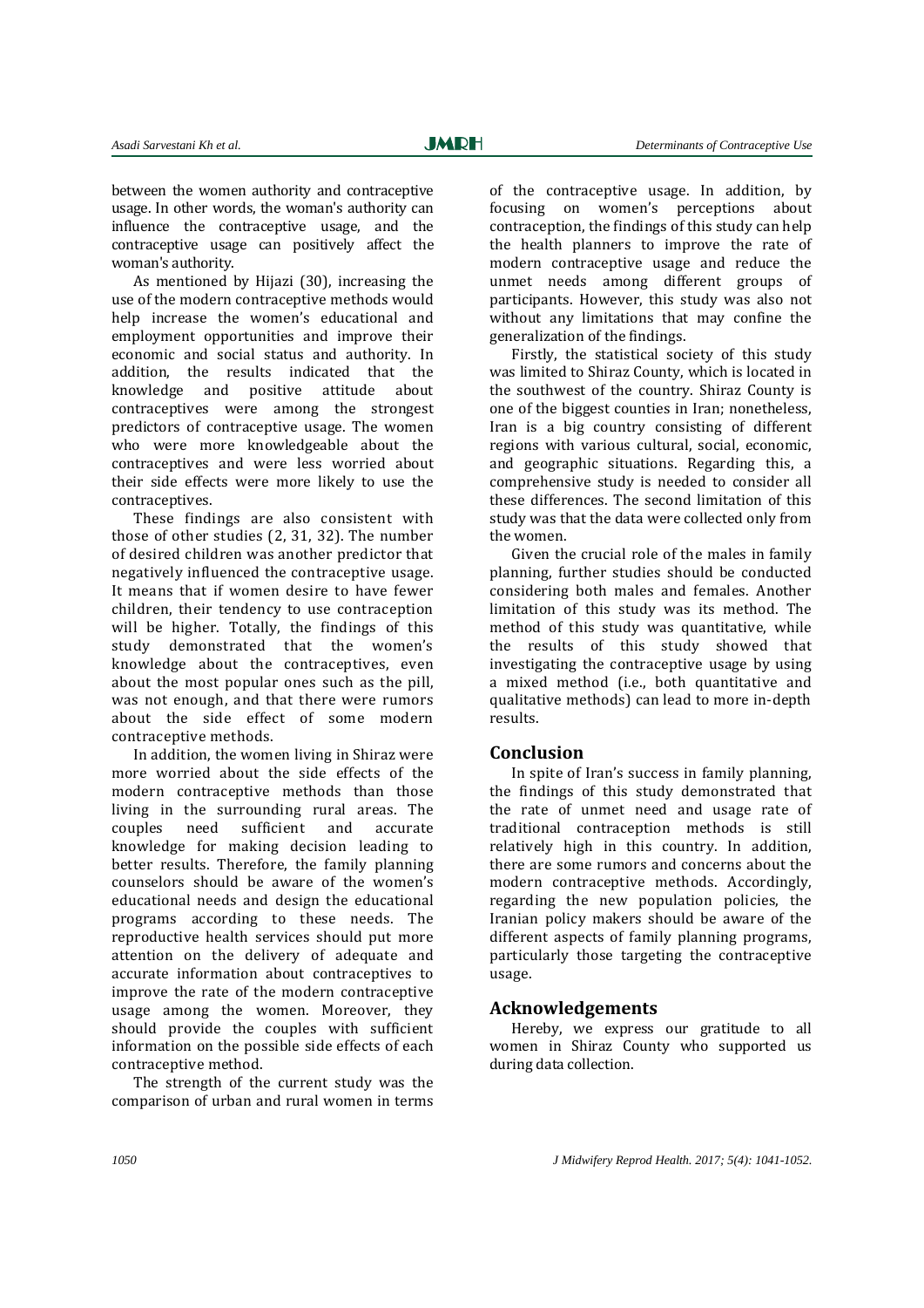between the women authority and contraceptive usage. In other words, the woman's authority can influence the contraceptive usage, and the contraceptive usage can positively affect the woman's authority.

As mentioned by Hijazi (30), increasing the use of the modern contraceptive methods would help increase the women's educational and employment opportunities and improve their economic and social status and authority. In addition, the results indicated that the knowledge and positive attitude about contraceptives were among the strongest predictors of contraceptive usage. The women who were more knowledgeable about the contraceptives and were less worried about their side effects were more likely to use the contraceptives.

These findings are also consistent with those of other studies (2, 31, 32). The number of desired children was another predictor that negatively influenced the contraceptive usage. It means that if women desire to have fewer children, their tendency to use contraception will be higher. Totally, the findings of this study demonstrated that the women's knowledge about the contraceptives, even about the most popular ones such as the pill, was not enough, and that there were rumors about the side effect of some modern contraceptive methods.

In addition, the women living in Shiraz were more worried about the side effects of the modern contraceptive methods than those living in the surrounding rural areas. The couples need sufficient and accurate knowledge for making decision leading to better results. Therefore, the family planning counselors should be aware of the women's educational needs and design the educational programs according to these needs. The reproductive health services should put more attention on the delivery of adequate and accurate information about contraceptives to improve the rate of the modern contraceptive usage among the women. Moreover, they should provide the couples with sufficient information on the possible side effects of each contraceptive method.

The strength of the current study was the comparison of urban and rural women in terms of the contraceptive usage. In addition, by focusing on women's perceptions about contraception, the findings of this study can help the health planners to improve the rate of modern contraceptive usage and reduce the unmet needs among different groups of participants. However, this study was also not without any limitations that may confine the generalization of the findings.

Firstly, the statistical society of this study was limited to Shiraz County, which is located in the southwest of the country. Shiraz County is one of the biggest counties in Iran; nonetheless, Iran is a big country consisting of different regions with various cultural, social, economic, and geographic situations. Regarding this, a comprehensive study is needed to consider all these differences. The second limitation of this study was that the data were collected only from the women.

Given the crucial role of the males in family planning, further studies should be conducted considering both males and females. Another limitation of this study was its method. The method of this study was quantitative, while the results of this study showed that investigating the contraceptive usage by using a mixed method (i.e., both quantitative and qualitative methods) can lead to more in-depth results.

## Conclusion

In spite of Iran's success in family planning, the findings of this study demonstrated that the rate of unmet need and usage rate of traditional contraception methods is still relatively high in this country. In addition, there are some rumors and concerns about the modern contraceptive methods. Accordingly, regarding the new population policies, the Iranian policy makers should be aware of the different aspects of family planning programs, particularly those targeting the contraceptive usage.

## Acknowledgements

Hereby, we express our gratitude to all women in Shiraz County who supported us during data collection.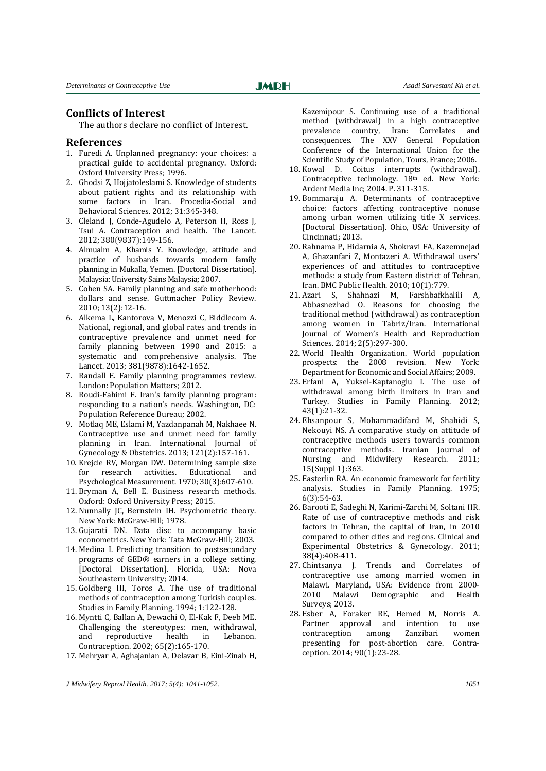## Conflicts of Interest

The authors declare no conflict of Interest.

## References

1. Furedi A. Unplanned pregnancy: your choices: a practical guide to accidental pregnancy. Oxford: Oxford University Press; 1996.
2. Ghodsi Z, Hojjatoleslami S. Knowledge of students about patient rights and its relationship with some factors in Iran. Procedia-Social and Behavioral Sciences. 2012; 31:345-348.
3. Cleland J, Conde-Agudelo A, Peterson H, Ross J, Tsui A. Contraception and health. The Lancet. 2012; 380(9837):149-156.
4. Almualm A, Khamis Y. Knowledge, attitude and practice of husbands towards modern family planning in Mukalla, Yemen. [Doctoral Dissertation]. Malaysia: University Sains Malaysia; 2007.
5. Cohen SA. Family planning and safe motherhood: dollars and sense. Guttmacher Policy Review. 2010; 13(2):12-16.
6. Alkema L, Kantorova V, Menozzi C, Biddlecom A. National, regional, and global rates and trends in contraceptive prevalence and unmet need for family planning between 1990 and 2015: a systematic and comprehensive analysis. The Lancet. 2013; 381(9878):1642-1652.
7. Randall E. Family planning programmes review. London: Population Matters; 2012.
8. Roudi-Fahimi F. Iran's family planning program: responding to a nation's needs. Washington, DC: Population Reference Bureau; 2002.
9. Motlaq ME, Eslami M, Yazdanpanah M, Nakhaee N. Contraceptive use and unmet need for family planning in Iran. International Journal of Gynecology & Obstetrics. 2013; 121(2):157-161.
10. Krejcie RV, Morgan DW. Determining sample size for research activities. Educational and Psychological Measurement. 1970; 30(3):607-610.
11. Bryman A, Bell E. Business research methods. Oxford: Oxford University Press; 2015.
12. Nunnally JC, Bernstein IH. Psychometric theory. New York: McGraw-Hill; 1978.
13. Gujarati DN. Data disc to accompany basic econometrics. New York: Tata McGraw-Hill; 2003.
14. Medina I. Predicting transition to postsecondary programs of GED® earners in a college setting. [Doctoral Dissertation]. Florida, USA: Nova Southeastern University; 2014.
15. Goldberg HI, Toros A. The use of traditional methods of contraception among Turkish couples. Studies in Family Planning. 1994; 1:122-128.
16. Myntti C, Ballan A, Dewachi O, El-Kak F, Deeb ME. Challenging the stereotypes: men, withdrawal, and reproductive health in Lebanon. Contraception. 2002; 65(2):165-170.
17. Mehryar A, Aghajanian A, Delavar B, Eini-Zinab H, Kazemipour S. Continuing use of a traditional method (withdrawal) in a high contraceptive prevalence country, Iran: Correlates and consequences. The XXV General Population Conference of the International Union for the Scientific Study of Population, Tours, France; 2006.
18. Kowal D. Coitus interrupts (withdrawal). Contraceptive technology. 18th ed. New York: Ardent Media Inc; 2004. P. 311-315.
19. Bommaraju A. Determinants of contraceptive choice: factors affecting contraceptive nonuse among urban women utilizing title X services. [Doctoral Dissertation]. Ohio, USA: University of Cincinnati; 2013.
20. Rahnama P, Hidarnia A, Shokravi FA, Kazemnejad A, Ghazanfari Z, Montazeri A. Withdrawal users' experiences of and attitudes to contraceptive methods: a study from Eastern district of Tehran, Iran. BMC Public Health. 2010; 10(1):779.
21. Azari S, Shahnazi M, Farshbafkhalili A, Abbasnezhad O. Reasons for choosing the traditional method (withdrawal) as contraception among women in Tabriz/Iran. International Journal of Women's Health and Reproduction Sciences. 2014; 2(5):297-300.
22. World Health Organization. World population prospects: the 2008 revision. New York: Department for Economic and Social Affairs; 2009.
23. Erfani A, Yuksel-Kaptanoglu I. The use of withdrawal among birth limiters in Iran and Turkey. Studies in Family Planning. 2012; 43(1):21-32.
24. Ehsanpour S, Mohammadifard M, Shahidi S, Nekouyi NS. A comparative study on attitude of contraceptive methods users towards common contraceptive methods. Iranian Journal of Nursing and Midwifery Research. 2011; 15(Suppl 1):363.
25. Easterlin RA. An economic framework for fertility analysis. Studies in Family Planning. 1975; 6(3):54-63.
26. Barooti E, Sadeghi N, Karimi-Zarchi M, Soltani HR. Rate of use of contraceptive methods and risk factors in Tehran, the capital of Iran, in 2010 compared to other cities and regions. Clinical and Experimental Obstetrics & Gynecology. 2011; 38(4):408-411.
27. Chintsanya J. Trends and Correlates of contraceptive use among married women in Malawi. Maryland, USA: Evidence from 2000-2010 Malawi Demographic and Health Surveys; 2013.
28. Esber A, Foraker RE, Hemed M, Norris A. Partner approval and intention to use contraception among Zanzibari women presenting for post-abortion care. Contraception. 2014; 90(1):23-28.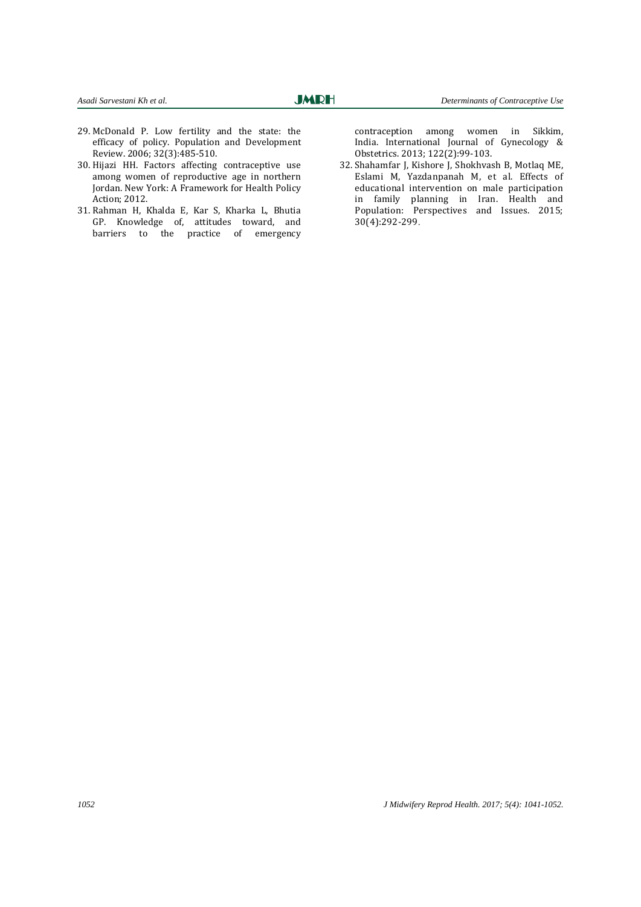29. McDonald P. Low fertility and the state: the efficacy of policy. Population and Development Review. 2006; 32(3):485-510.
30. Hijazi HH. Factors affecting contraceptive use among women of reproductive age in northern Jordan. New York: A Framework for Health Policy Action; 2012.
31. Rahman H, Khalda E, Kar S, Kharka L, Bhutia GP. Knowledge of, attitudes toward, and barriers to the practice of emergency contraception among women in Sikkim, India. International Journal of Gynecology & Obstetrics. 2013; 122(2):99-103.
32. Shahamfar J, Kishore J, Shokhvash B, Motlaq ME, Eslami M, Yazdanpanah M, et al. Effects of educational intervention on male participation in family planning in Iran. Health and Population: Perspectives and Issues. 2015; 30(4):292-299.